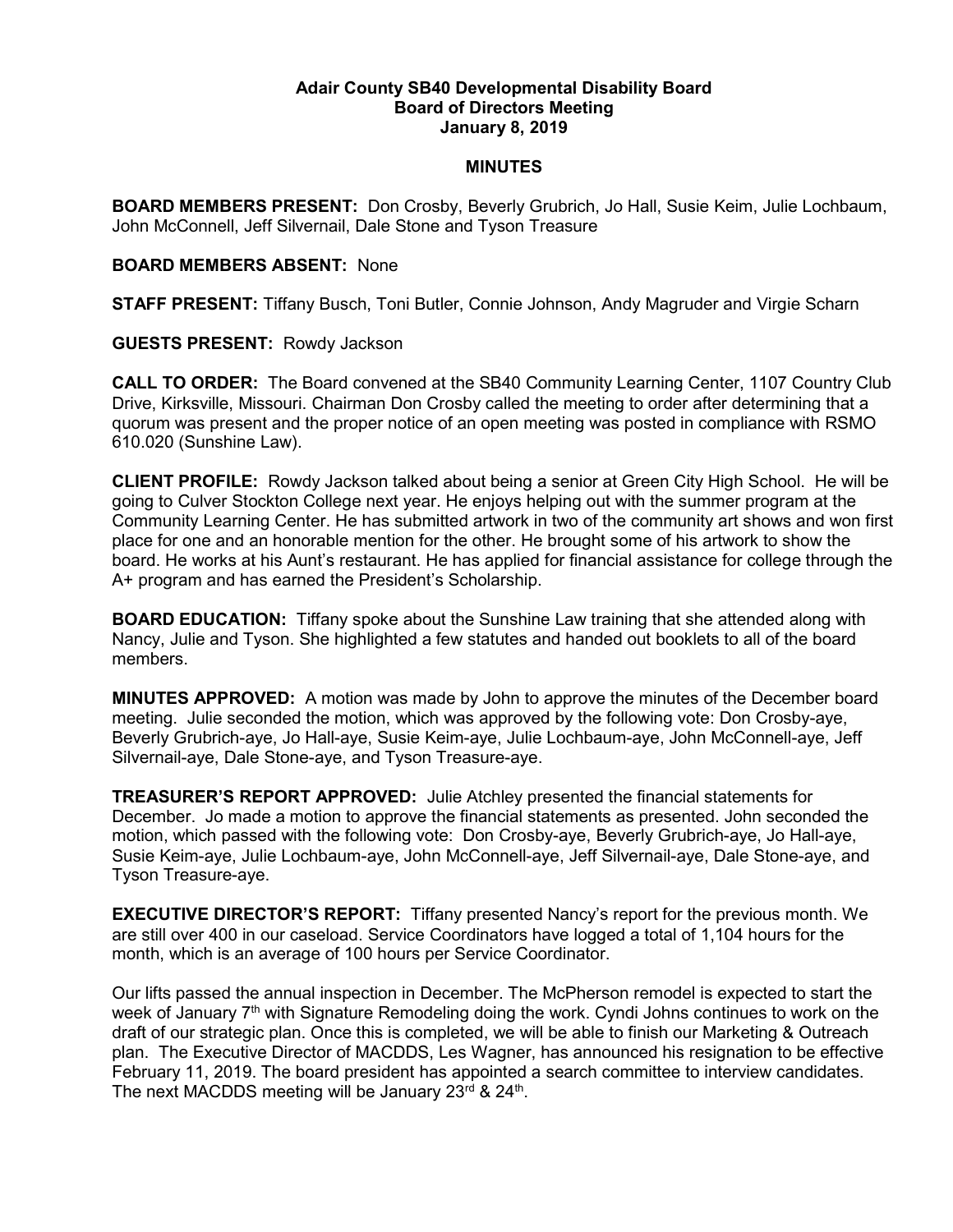**Adair County SB40 Developmental Disability Board**
**Board of Directors Meeting**
**January 8, 2019**

**MINUTES**

**BOARD MEMBERS PRESENT:** Don Crosby, Beverly Grubrich, Jo Hall, Susie Keim, Julie Lochbaum, John McConnell, Jeff Silvernail, Dale Stone and Tyson Treasure

**BOARD MEMBERS ABSENT:** None

**STAFF PRESENT:** Tiffany Busch, Toni Butler, Connie Johnson, Andy Magruder and Virgie Scharn

**GUESTS PRESENT:** Rowdy Jackson

**CALL TO ORDER:** The Board convened at the SB40 Community Learning Center, 1107 Country Club Drive, Kirksville, Missouri. Chairman Don Crosby called the meeting to order after determining that a quorum was present and the proper notice of an open meeting was posted in compliance with RSMO 610.020 (Sunshine Law).

**CLIENT PROFILE:** Rowdy Jackson talked about being a senior at Green City High School. He will be going to Culver Stockton College next year. He enjoys helping out with the summer program at the Community Learning Center. He has submitted artwork in two of the community art shows and won first place for one and an honorable mention for the other. He brought some of his artwork to show the board. He works at his Aunt's restaurant. He has applied for financial assistance for college through the A+ program and has earned the President's Scholarship.

**BOARD EDUCATION:** Tiffany spoke about the Sunshine Law training that she attended along with Nancy, Julie and Tyson. She highlighted a few statutes and handed out booklets to all of the board members.

**MINUTES APPROVED:** A motion was made by John to approve the minutes of the December board meeting. Julie seconded the motion, which was approved by the following vote: Don Crosby-aye, Beverly Grubrich-aye, Jo Hall-aye, Susie Keim-aye, Julie Lochbaum-aye, John McConnell-aye, Jeff Silvernail-aye, Dale Stone-aye, and Tyson Treasure-aye.

**TREASURER'S REPORT APPROVED:** Julie Atchley presented the financial statements for December. Jo made a motion to approve the financial statements as presented. John seconded the motion, which passed with the following vote: Don Crosby-aye, Beverly Grubrich-aye, Jo Hall-aye, Susie Keim-aye, Julie Lochbaum-aye, John McConnell-aye, Jeff Silvernail-aye, Dale Stone-aye, and Tyson Treasure-aye.

**EXECUTIVE DIRECTOR'S REPORT:** Tiffany presented Nancy's report for the previous month. We are still over 400 in our caseload. Service Coordinators have logged a total of 1,104 hours for the month, which is an average of 100 hours per Service Coordinator.

Our lifts passed the annual inspection in December. The McPherson remodel is expected to start the week of January 7th with Signature Remodeling doing the work. Cyndi Johns continues to work on the draft of our strategic plan. Once this is completed, we will be able to finish our Marketing & Outreach plan. The Executive Director of MACDDS, Les Wagner, has announced his resignation to be effective February 11, 2019. The board president has appointed a search committee to interview candidates. The next MACDDS meeting will be January 23rd & 24th.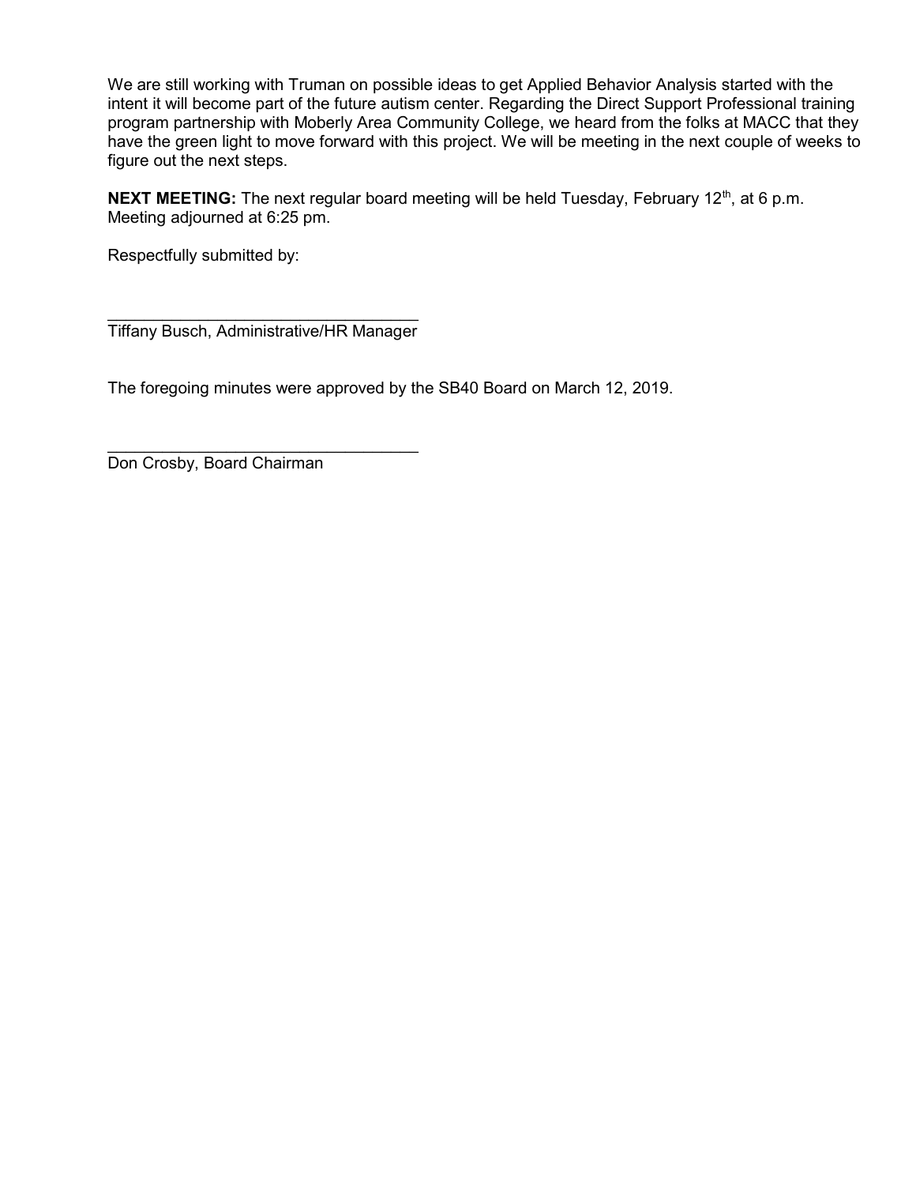We are still working with Truman on possible ideas to get Applied Behavior Analysis started with the intent it will become part of the future autism center. Regarding the Direct Support Professional training program partnership with Moberly Area Community College, we heard from the folks at MACC that they have the green light to move forward with this project. We will be meeting in the next couple of weeks to figure out the next steps.

**NEXT MEETING:** The next regular board meeting will be held Tuesday, February 12th, at 6 p.m. Meeting adjourned at 6:25 pm.

Respectfully submitted by:

\_\_\_\_\_\_\_\_\_\_\_\_\_\_\_\_\_\_\_\_\_\_\_\_\_\_\_\_\_\_\_\_\_\_\_

Tiffany Busch, Administrative/HR Manager

The foregoing minutes were approved by the SB40 Board on March 12, 2019.

\_\_\_\_\_\_\_\_\_\_\_\_\_\_\_\_\_\_\_\_\_\_\_\_\_\_\_\_\_\_\_\_\_\_\_

Don Crosby, Board Chairman